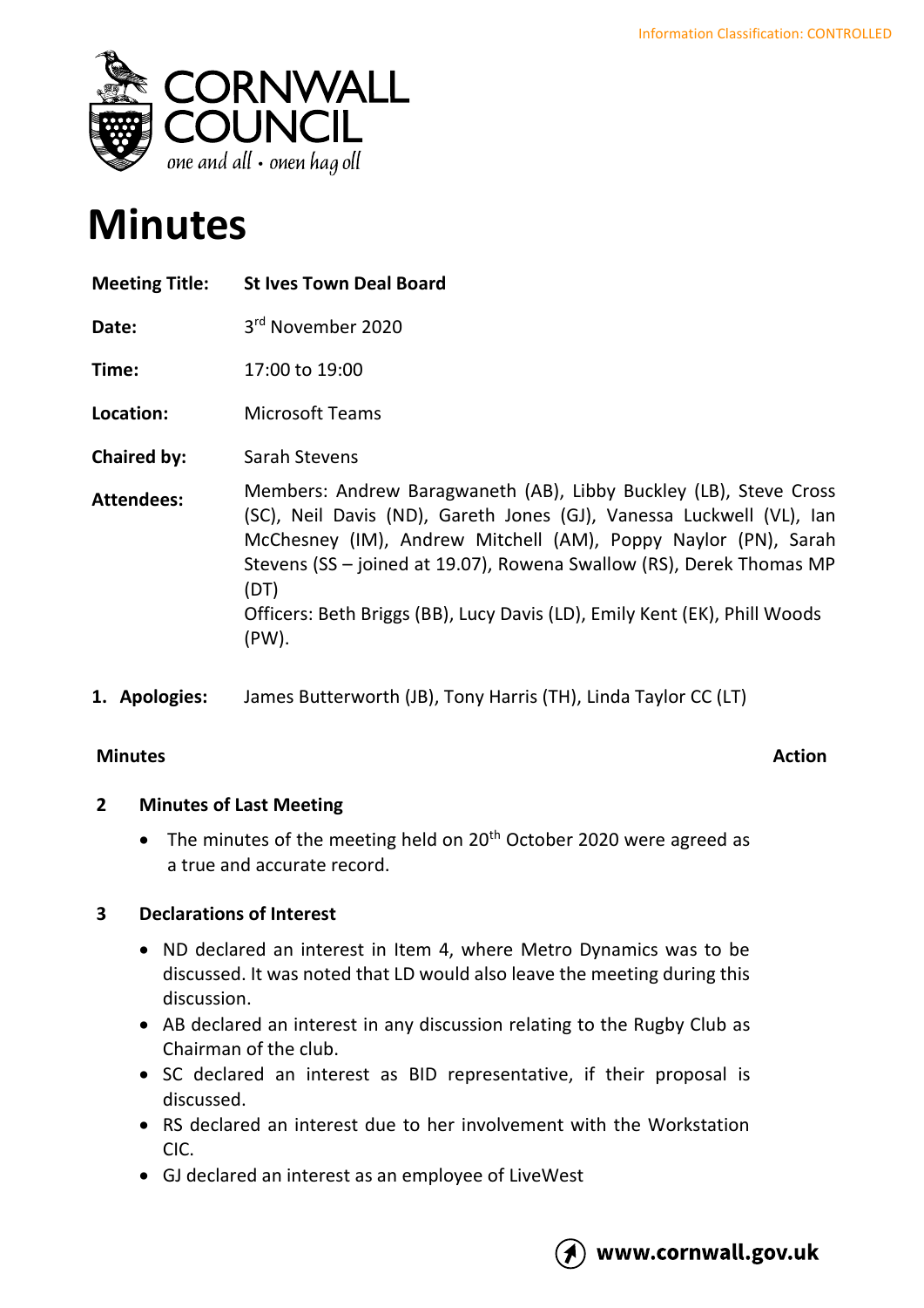Information Classification: CONTROLLED

CORNWALL COUNCIL
one and all • onen hag oll

# Minutes

| | |
|---|---|
| **Meeting Title:** | **St Ives Town Deal Board** |
| **Date:** | 3rd November 2020 |
| **Time:** | 17:00 to 19:00 |
| **Location:** | Microsoft Teams |
| **Chaired by:** | Sarah Stevens |
| **Attendees:** | Members: Andrew Baragwaneth (AB), Libby Buckley (LB), Steve Cross (SC), Neil Davis (ND), Gareth Jones (GJ), Vanessa Luckwell (VL), Ian McChesney (IM), Andrew Mitchell (AM), Poppy Naylor (PN), Sarah Stevens (SS – joined at 19.07), Rowena Swallow (RS), Derek Thomas MP (DT)<br>Officers: Beth Briggs (BB), Lucy Davis (LD), Emily Kent (EK), Phill Woods (PW). |

**1. Apologies:** James Butterworth (JB), Tony Harris (TH), Linda Taylor CC (LT)

**Minutes** | **Action**

## 2 Minutes of Last Meeting

- The minutes of the meeting held on 20th October 2020 were agreed as a true and accurate record.

## 3 Declarations of Interest

- ND declared an interest in Item 4, where Metro Dynamics was to be discussed. It was noted that LD would also leave the meeting during this discussion.
- AB declared an interest in any discussion relating to the Rugby Club as Chairman of the club.
- SC declared an interest as BID representative, if their proposal is discussed.
- RS declared an interest due to her involvement with the Workstation CIC.
- GJ declared an interest as an employee of LiveWest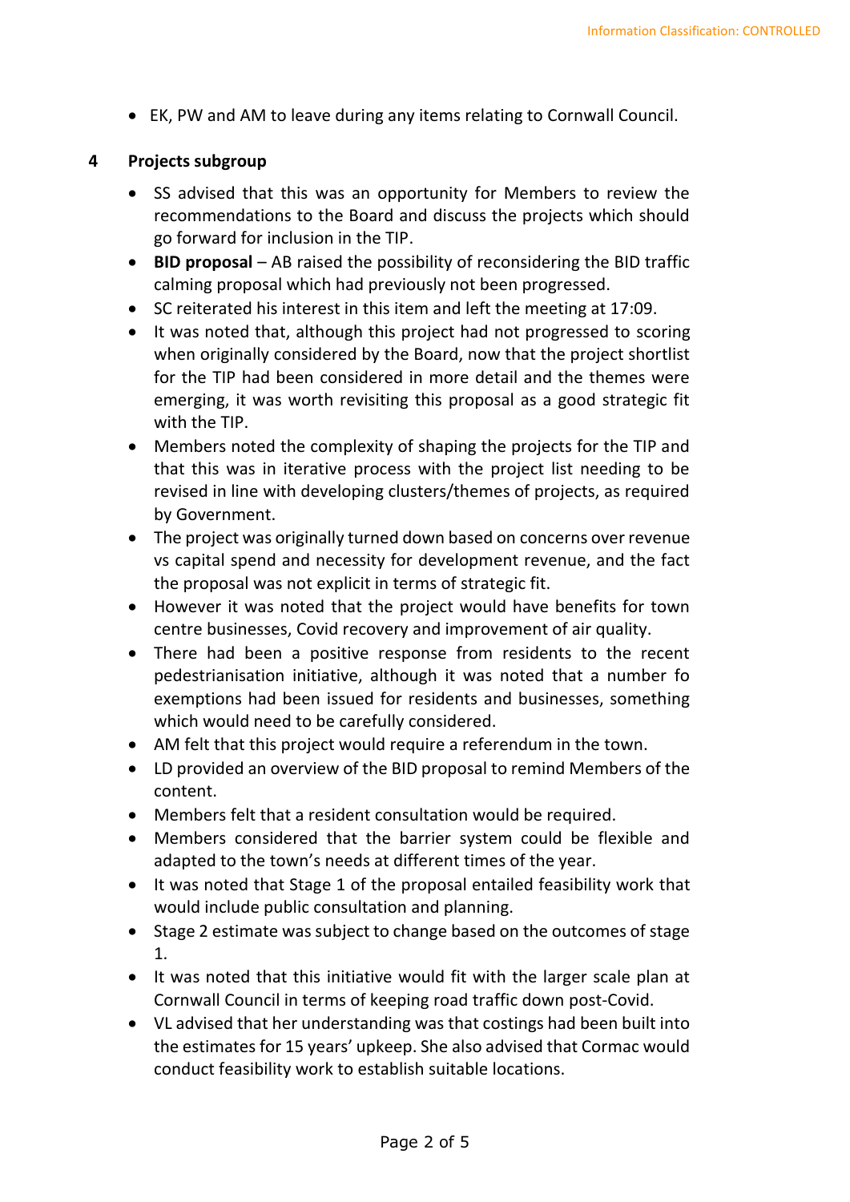- EK, PW and AM to leave during any items relating to Cornwall Council.

## 4 Projects subgroup

- SS advised that this was an opportunity for Members to review the recommendations to the Board and discuss the projects which should go forward for inclusion in the TIP.
- **BID proposal** – AB raised the possibility of reconsidering the BID traffic calming proposal which had previously not been progressed.
- SC reiterated his interest in this item and left the meeting at 17:09.
- It was noted that, although this project had not progressed to scoring when originally considered by the Board, now that the project shortlist for the TIP had been considered in more detail and the themes were emerging, it was worth revisiting this proposal as a good strategic fit with the TIP.
- Members noted the complexity of shaping the projects for the TIP and that this was in iterative process with the project list needing to be revised in line with developing clusters/themes of projects, as required by Government.
- The project was originally turned down based on concerns over revenue vs capital spend and necessity for development revenue, and the fact the proposal was not explicit in terms of strategic fit.
- However it was noted that the project would have benefits for town centre businesses, Covid recovery and improvement of air quality.
- There had been a positive response from residents to the recent pedestrianisation initiative, although it was noted that a number fo exemptions had been issued for residents and businesses, something which would need to be carefully considered.
- AM felt that this project would require a referendum in the town.
- LD provided an overview of the BID proposal to remind Members of the content.
- Members felt that a resident consultation would be required.
- Members considered that the barrier system could be flexible and adapted to the town's needs at different times of the year.
- It was noted that Stage 1 of the proposal entailed feasibility work that would include public consultation and planning.
- Stage 2 estimate was subject to change based on the outcomes of stage 1.
- It was noted that this initiative would fit with the larger scale plan at Cornwall Council in terms of keeping road traffic down post-Covid.
- VL advised that her understanding was that costings had been built into the estimates for 15 years' upkeep. She also advised that Cormac would conduct feasibility work to establish suitable locations.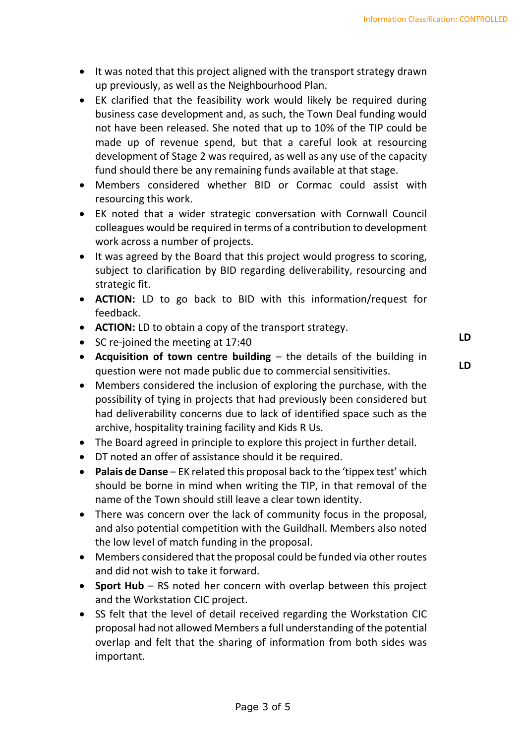- It was noted that this project aligned with the transport strategy drawn up previously, as well as the Neighbourhood Plan.
- EK clarified that the feasibility work would likely be required during business case development and, as such, the Town Deal funding would not have been released. She noted that up to 10% of the TIP could be made up of revenue spend, but that a careful look at resourcing development of Stage 2 was required, as well as any use of the capacity fund should there be any remaining funds available at that stage.
- Members considered whether BID or Cormac could assist with resourcing this work.
- EK noted that a wider strategic conversation with Cornwall Council colleagues would be required in terms of a contribution to development work across a number of projects.
- It was agreed by the Board that this project would progress to scoring, subject to clarification by BID regarding deliverability, resourcing and strategic fit.
- **ACTION:** LD to go back to BID with this information/request for feedback. **LD**
- **ACTION:** LD to obtain a copy of the transport strategy. **LD**
- SC re-joined the meeting at 17:40
- **Acquisition of town centre building** – the details of the building in question were not made public due to commercial sensitivities.
- Members considered the inclusion of exploring the purchase, with the possibility of tying in projects that had previously been considered but had deliverability concerns due to lack of identified space such as the archive, hospitality training facility and Kids R Us.
- The Board agreed in principle to explore this project in further detail.
- DT noted an offer of assistance should it be required.
- **Palais de Danse** – EK related this proposal back to the 'tippex test' which should be borne in mind when writing the TIP, in that removal of the name of the Town should still leave a clear town identity.
- There was concern over the lack of community focus in the proposal, and also potential competition with the Guildhall. Members also noted the low level of match funding in the proposal.
- Members considered that the proposal could be funded via other routes and did not wish to take it forward.
- **Sport Hub** – RS noted her concern with overlap between this project and the Workstation CIC project.
- SS felt that the level of detail received regarding the Workstation CIC proposal had not allowed Members a full understanding of the potential overlap and felt that the sharing of information from both sides was important.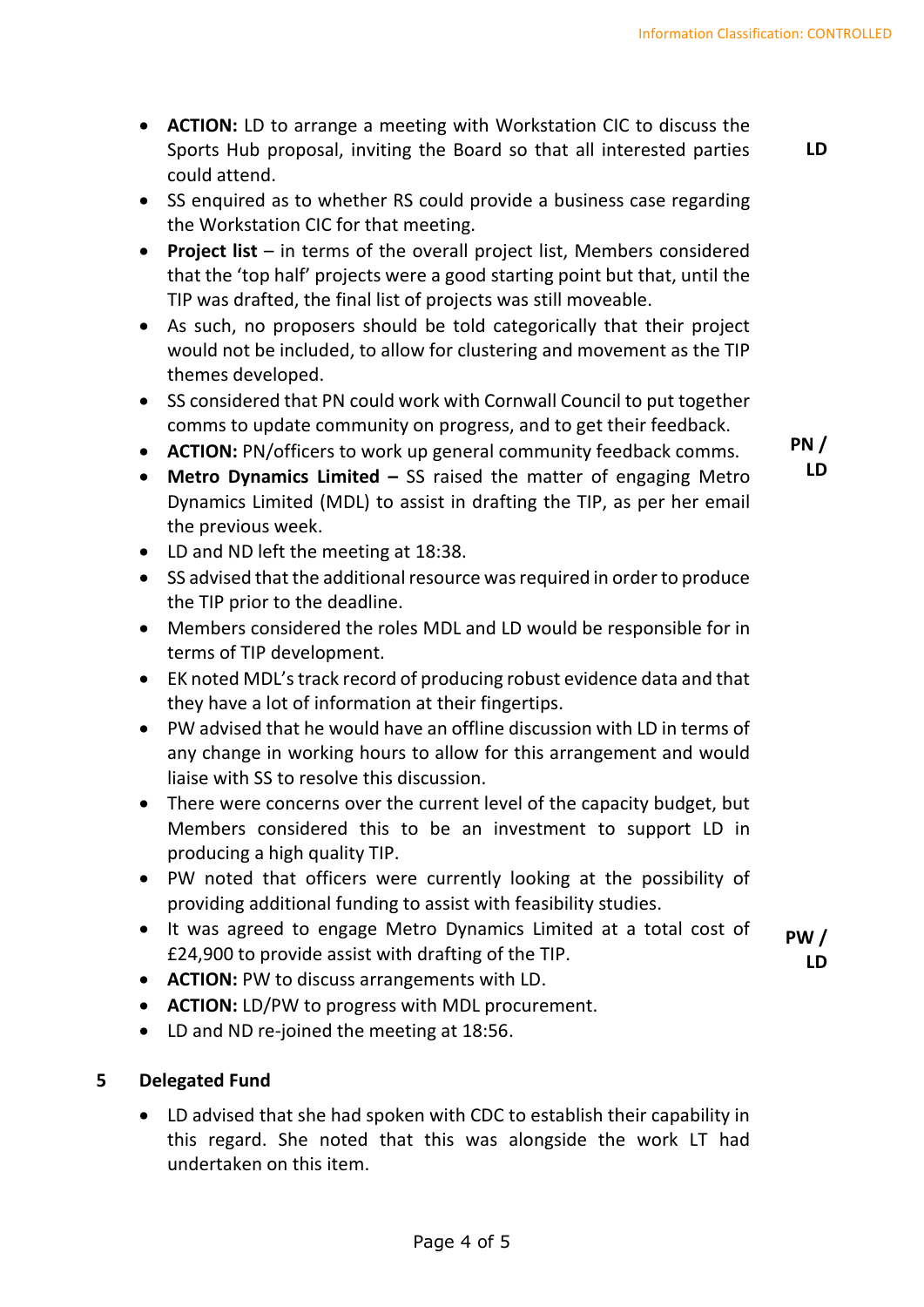- **ACTION:** LD to arrange a meeting with Workstation CIC to discuss the Sports Hub proposal, inviting the Board so that all interested parties could attend. **LD**
- SS enquired as to whether RS could provide a business case regarding the Workstation CIC for that meeting.
- **Project list** – in terms of the overall project list, Members considered that the 'top half' projects were a good starting point but that, until the TIP was drafted, the final list of projects was still moveable.
- As such, no proposers should be told categorically that their project would not be included, to allow for clustering and movement as the TIP themes developed.
- SS considered that PN could work with Cornwall Council to put together comms to update community on progress, and to get their feedback.
- **ACTION:** PN/officers to work up general community feedback comms. **PN / LD**
- **Metro Dynamics Limited –** SS raised the matter of engaging Metro Dynamics Limited (MDL) to assist in drafting the TIP, as per her email the previous week.
- LD and ND left the meeting at 18:38.
- SS advised that the additional resource was required in order to produce the TIP prior to the deadline.
- Members considered the roles MDL and LD would be responsible for in terms of TIP development.
- EK noted MDL's track record of producing robust evidence data and that they have a lot of information at their fingertips.
- PW advised that he would have an offline discussion with LD in terms of any change in working hours to allow for this arrangement and would liaise with SS to resolve this discussion.
- There were concerns over the current level of the capacity budget, but Members considered this to be an investment to support LD in producing a high quality TIP.
- PW noted that officers were currently looking at the possibility of providing additional funding to assist with feasibility studies.
- It was agreed to engage Metro Dynamics Limited at a total cost of £24,900 to provide assist with drafting of the TIP. **PW / LD**
- **ACTION:** PW to discuss arrangements with LD.
- **ACTION:** LD/PW to progress with MDL procurement.
- LD and ND re-joined the meeting at 18:56.

## 5 Delegated Fund

- LD advised that she had spoken with CDC to establish their capability in this regard. She noted that this was alongside the work LT had undertaken on this item.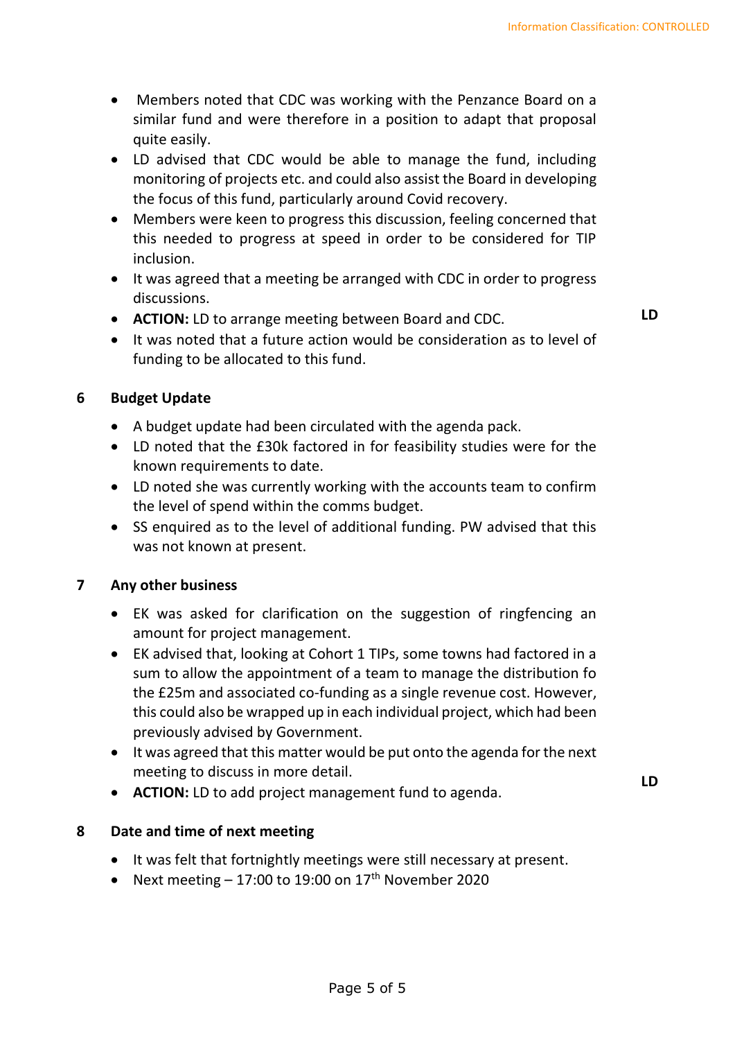- Members noted that CDC was working with the Penzance Board on a similar fund and were therefore in a position to adapt that proposal quite easily.
- LD advised that CDC would be able to manage the fund, including monitoring of projects etc. and could also assist the Board in developing the focus of this fund, particularly around Covid recovery.
- Members were keen to progress this discussion, feeling concerned that this needed to progress at speed in order to be considered for TIP inclusion.
- It was agreed that a meeting be arranged with CDC in order to progress discussions.
- **ACTION:** LD to arrange meeting between Board and CDC. **LD**
- It was noted that a future action would be consideration as to level of funding to be allocated to this fund.

## 6 Budget Update

- A budget update had been circulated with the agenda pack.
- LD noted that the £30k factored in for feasibility studies were for the known requirements to date.
- LD noted she was currently working with the accounts team to confirm the level of spend within the comms budget.
- SS enquired as to the level of additional funding. PW advised that this was not known at present.

## 7 Any other business

- EK was asked for clarification on the suggestion of ringfencing an amount for project management.
- EK advised that, looking at Cohort 1 TIPs, some towns had factored in a sum to allow the appointment of a team to manage the distribution fo the £25m and associated co-funding as a single revenue cost. However, this could also be wrapped up in each individual project, which had been previously advised by Government.
- It was agreed that this matter would be put onto the agenda for the next meeting to discuss in more detail.
- **ACTION:** LD to add project management fund to agenda. **LD**

## 8 Date and time of next meeting

- It was felt that fortnightly meetings were still necessary at present.
- Next meeting – 17:00 to 19:00 on 17th November 2020